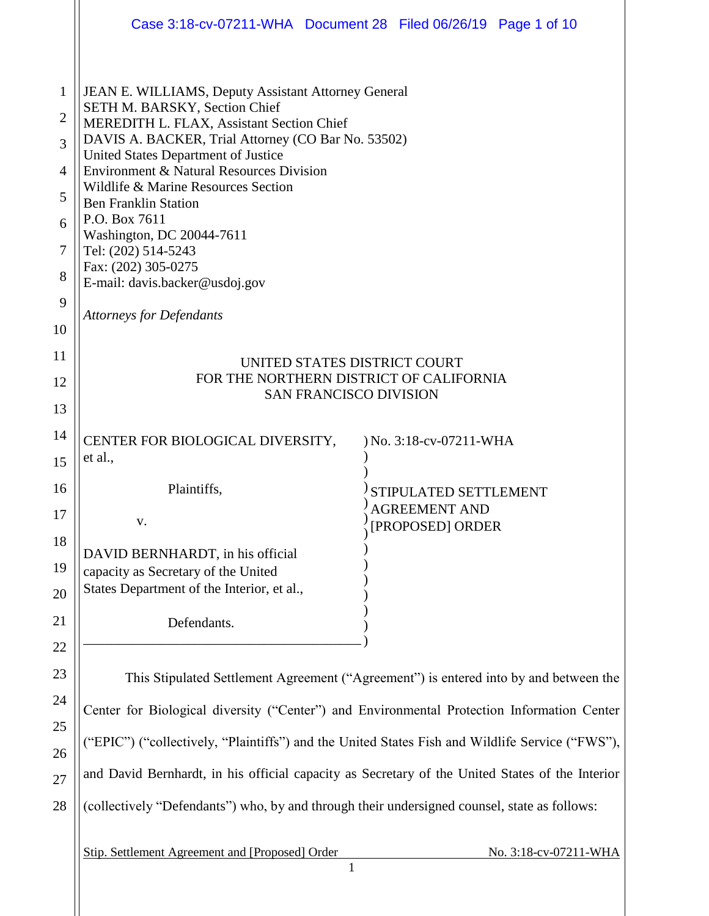JEAN E. WILLIAMS, Deputy Assistant Attorney General
SETH M. BARSKY, Section Chief
MEREDITH L. FLAX, Assistant Section Chief
DAVIS A. BACKER, Trial Attorney (CO Bar No. 53502)
United States Department of Justice
Environment & Natural Resources Division
Wildlife & Marine Resources Section
Ben Franklin Station
P.O. Box 7611
Washington, DC 20044-7611
Tel: (202) 514-5243
Fax: (202) 305-0275
E-mail: davis.backer@usdoj.gov

*Attorneys for Defendants*

UNITED STATES DISTRICT COURT
FOR THE NORTHERN DISTRICT OF CALIFORNIA
SAN FRANCISCO DIVISION

| | |
|---|---|
| CENTER FOR BIOLOGICAL DIVERSITY, et al.,<br><br>Plaintiffs,<br><br>v.<br><br>DAVID BERNHARDT, in his official capacity as Secretary of the United States Department of the Interior, et al.,<br><br>Defendants. | No. 3:18-cv-07211-WHA<br><br>STIPULATED SETTLEMENT AGREEMENT AND [PROPOSED] ORDER |

This Stipulated Settlement Agreement ("Agreement") is entered into by and between the Center for Biological diversity ("Center") and Environmental Protection Information Center ("EPIC") ("collectively, "Plaintiffs") and the United States Fish and Wildlife Service ("FWS"), and David Bernhardt, in his official capacity as Secretary of the United States of the Interior (collectively "Defendants") who, by and through their undersigned counsel, state as follows: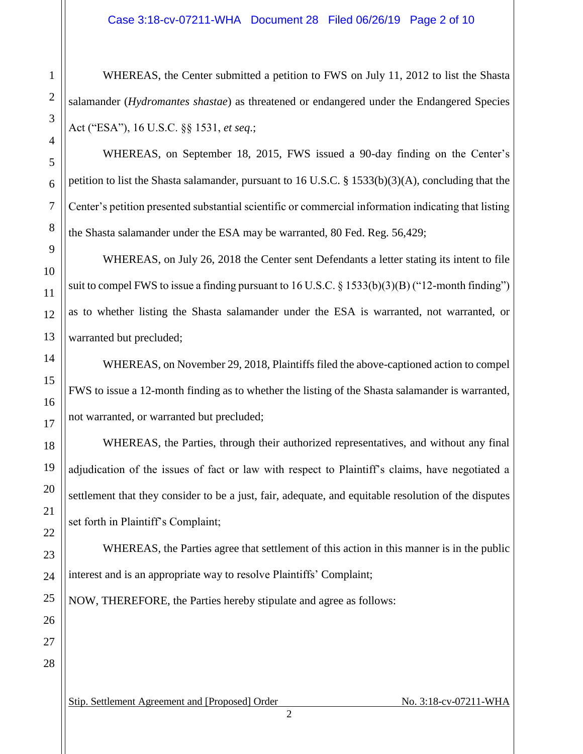WHEREAS, the Center submitted a petition to FWS on July 11, 2012 to list the Shasta salamander (*Hydromantes shastae*) as threatened or endangered under the Endangered Species Act ("ESA"), 16 U.S.C. §§ 1531, *et seq*.;

WHEREAS, on September 18, 2015, FWS issued a 90-day finding on the Center's petition to list the Shasta salamander, pursuant to 16 U.S.C. § 1533(b)(3)(A), concluding that the Center's petition presented substantial scientific or commercial information indicating that listing the Shasta salamander under the ESA may be warranted, 80 Fed. Reg. 56,429;

WHEREAS, on July 26, 2018 the Center sent Defendants a letter stating its intent to file suit to compel FWS to issue a finding pursuant to 16 U.S.C. § 1533(b)(3)(B) ("12-month finding") as to whether listing the Shasta salamander under the ESA is warranted, not warranted, or warranted but precluded;

WHEREAS, on November 29, 2018, Plaintiffs filed the above-captioned action to compel FWS to issue a 12-month finding as to whether the listing of the Shasta salamander is warranted, not warranted, or warranted but precluded;

WHEREAS, the Parties, through their authorized representatives, and without any final adjudication of the issues of fact or law with respect to Plaintiff's claims, have negotiated a settlement that they consider to be a just, fair, adequate, and equitable resolution of the disputes set forth in Plaintiff's Complaint;

WHEREAS, the Parties agree that settlement of this action in this manner is in the public interest and is an appropriate way to resolve Plaintiffs' Complaint;

NOW, THEREFORE, the Parties hereby stipulate and agree as follows: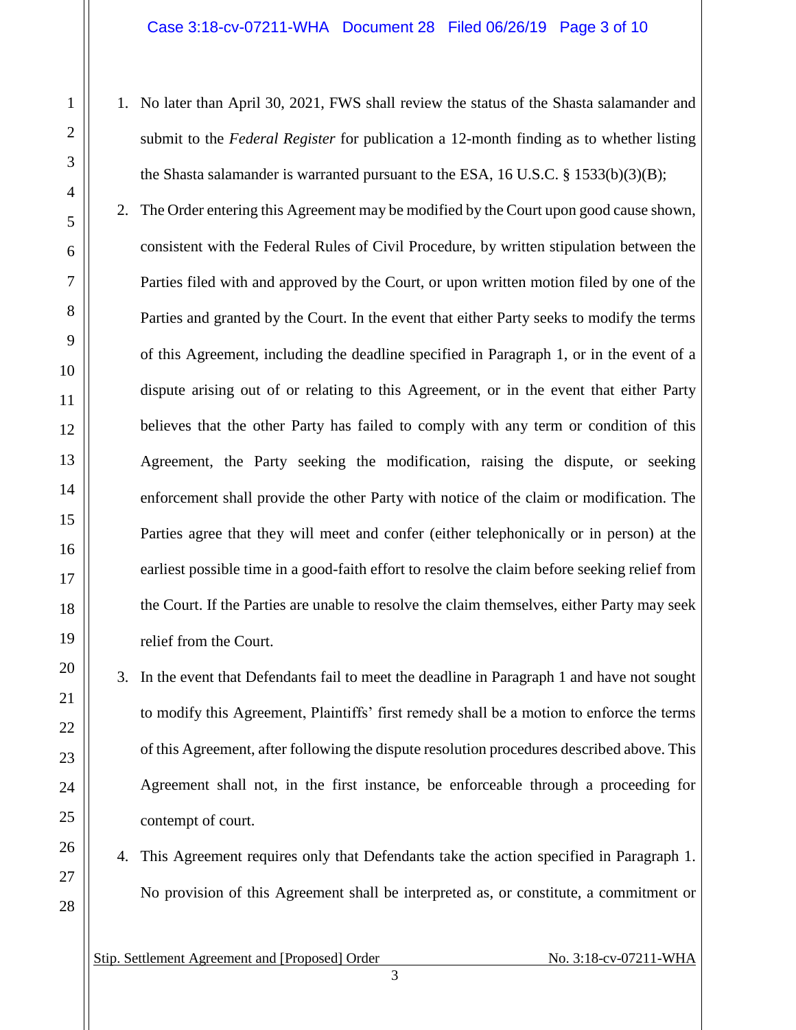1. No later than April 30, 2021, FWS shall review the status of the Shasta salamander and submit to the *Federal Register* for publication a 12-month finding as to whether listing the Shasta salamander is warranted pursuant to the ESA, 16 U.S.C. § 1533(b)(3)(B);

2. The Order entering this Agreement may be modified by the Court upon good cause shown, consistent with the Federal Rules of Civil Procedure, by written stipulation between the Parties filed with and approved by the Court, or upon written motion filed by one of the Parties and granted by the Court. In the event that either Party seeks to modify the terms of this Agreement, including the deadline specified in Paragraph 1, or in the event of a dispute arising out of or relating to this Agreement, or in the event that either Party believes that the other Party has failed to comply with any term or condition of this Agreement, the Party seeking the modification, raising the dispute, or seeking enforcement shall provide the other Party with notice of the claim or modification. The Parties agree that they will meet and confer (either telephonically or in person) at the earliest possible time in a good-faith effort to resolve the claim before seeking relief from the Court. If the Parties are unable to resolve the claim themselves, either Party may seek relief from the Court.

3. In the event that Defendants fail to meet the deadline in Paragraph 1 and have not sought to modify this Agreement, Plaintiffs' first remedy shall be a motion to enforce the terms of this Agreement, after following the dispute resolution procedures described above. This Agreement shall not, in the first instance, be enforceable through a proceeding for contempt of court.

4. This Agreement requires only that Defendants take the action specified in Paragraph 1. No provision of this Agreement shall be interpreted as, or constitute, a commitment or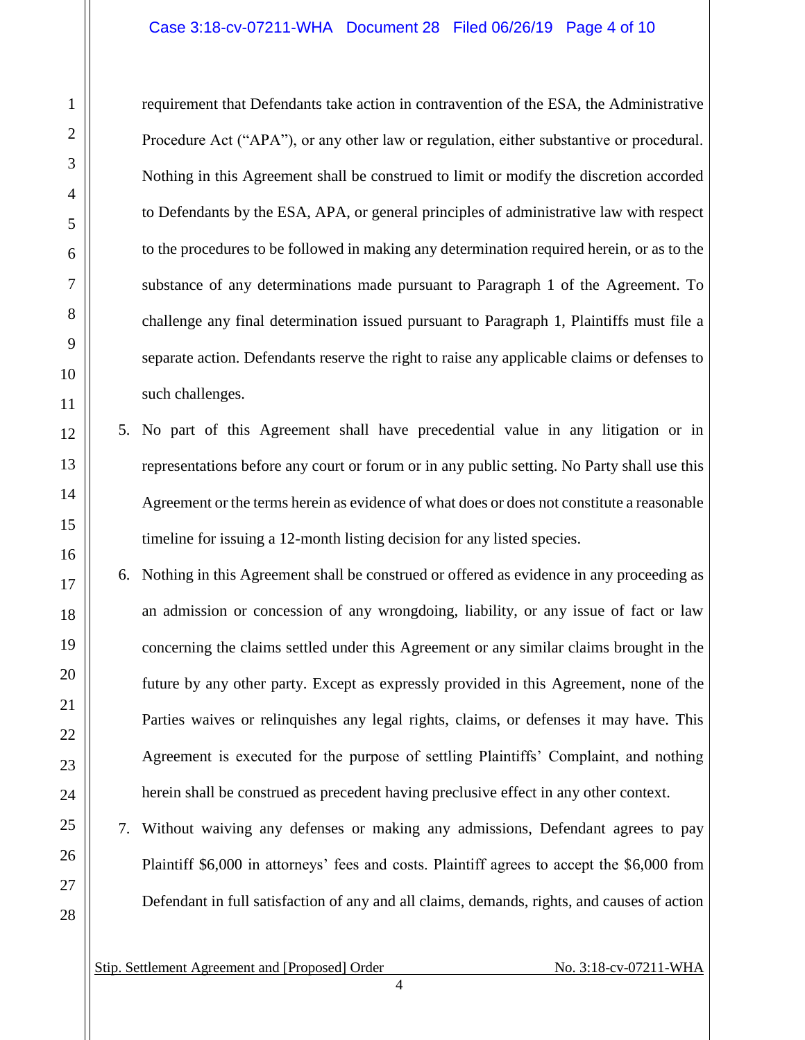requirement that Defendants take action in contravention of the ESA, the Administrative Procedure Act ("APA"), or any other law or regulation, either substantive or procedural. Nothing in this Agreement shall be construed to limit or modify the discretion accorded to Defendants by the ESA, APA, or general principles of administrative law with respect to the procedures to be followed in making any determination required herein, or as to the substance of any determinations made pursuant to Paragraph 1 of the Agreement. To challenge any final determination issued pursuant to Paragraph 1, Plaintiffs must file a separate action. Defendants reserve the right to raise any applicable claims or defenses to such challenges.

5. No part of this Agreement shall have precedential value in any litigation or in representations before any court or forum or in any public setting. No Party shall use this Agreement or the terms herein as evidence of what does or does not constitute a reasonable timeline for issuing a 12-month listing decision for any listed species.

6. Nothing in this Agreement shall be construed or offered as evidence in any proceeding as an admission or concession of any wrongdoing, liability, or any issue of fact or law concerning the claims settled under this Agreement or any similar claims brought in the future by any other party. Except as expressly provided in this Agreement, none of the Parties waives or relinquishes any legal rights, claims, or defenses it may have. This Agreement is executed for the purpose of settling Plaintiffs' Complaint, and nothing herein shall be construed as precedent having preclusive effect in any other context.

7. Without waiving any defenses or making any admissions, Defendant agrees to pay Plaintiff $6,000 in attorneys' fees and costs. Plaintiff agrees to accept the $6,000 from Defendant in full satisfaction of any and all claims, demands, rights, and causes of action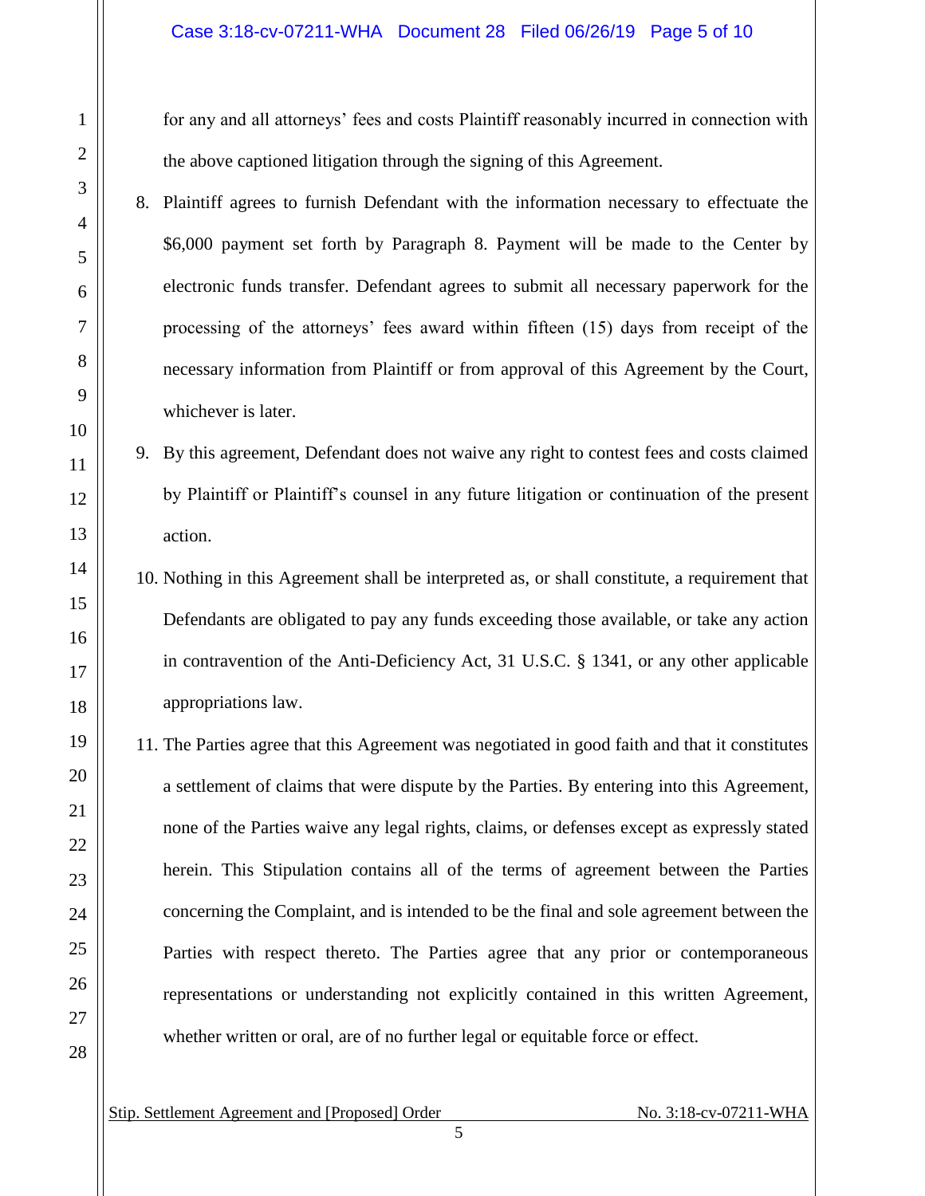for any and all attorneys' fees and costs Plaintiff reasonably incurred in connection with the above captioned litigation through the signing of this Agreement.

8. Plaintiff agrees to furnish Defendant with the information necessary to effectuate the $6,000 payment set forth by Paragraph 8. Payment will be made to the Center by electronic funds transfer. Defendant agrees to submit all necessary paperwork for the processing of the attorneys' fees award within fifteen (15) days from receipt of the necessary information from Plaintiff or from approval of this Agreement by the Court, whichever is later.

9. By this agreement, Defendant does not waive any right to contest fees and costs claimed by Plaintiff or Plaintiff's counsel in any future litigation or continuation of the present action.

10. Nothing in this Agreement shall be interpreted as, or shall constitute, a requirement that Defendants are obligated to pay any funds exceeding those available, or take any action in contravention of the Anti-Deficiency Act, 31 U.S.C. § 1341, or any other applicable appropriations law.

11. The Parties agree that this Agreement was negotiated in good faith and that it constitutes a settlement of claims that were dispute by the Parties. By entering into this Agreement, none of the Parties waive any legal rights, claims, or defenses except as expressly stated herein. This Stipulation contains all of the terms of agreement between the Parties concerning the Complaint, and is intended to be the final and sole agreement between the Parties with respect thereto. The Parties agree that any prior or contemporaneous representations or understanding not explicitly contained in this written Agreement, whether written or oral, are of no further legal or equitable force or effect.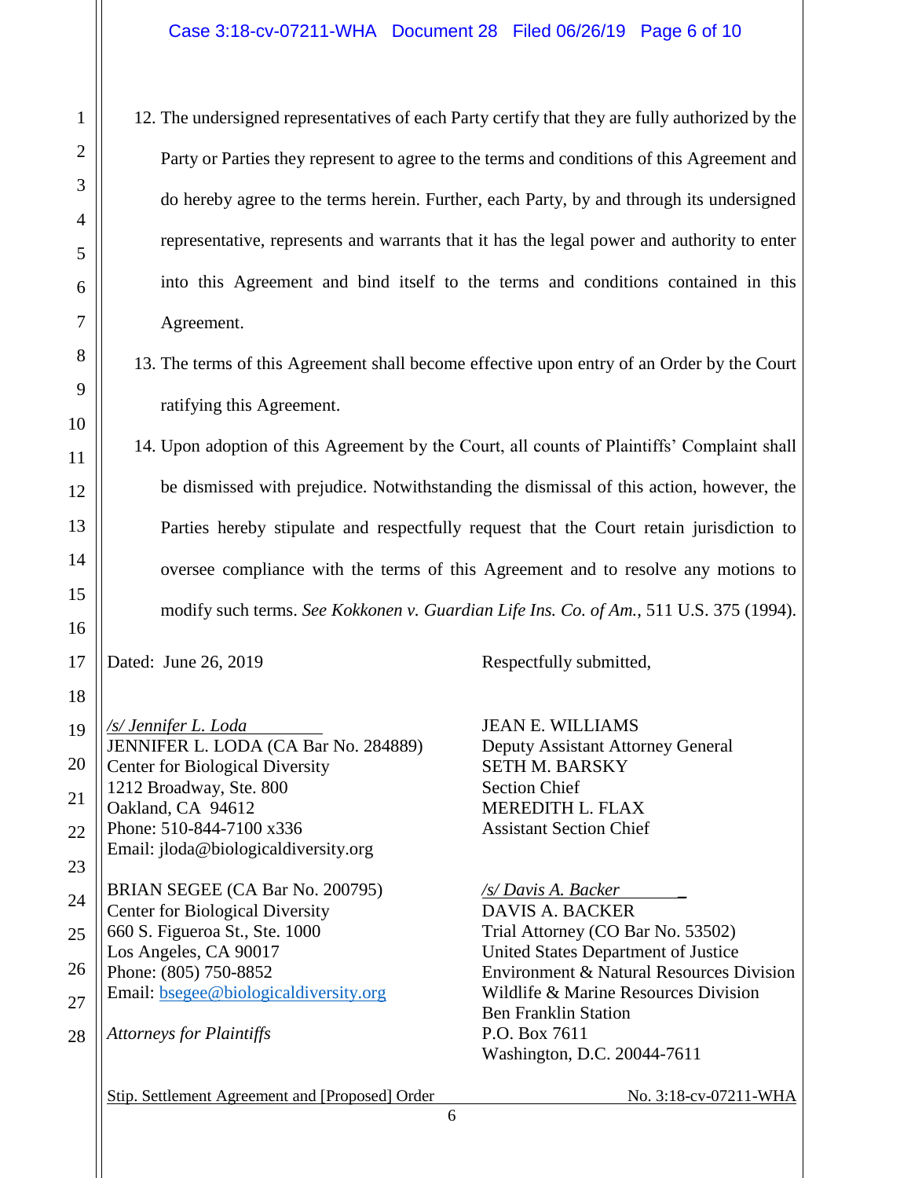12. The undersigned representatives of each Party certify that they are fully authorized by the Party or Parties they represent to agree to the terms and conditions of this Agreement and do hereby agree to the terms herein. Further, each Party, by and through its undersigned representative, represents and warrants that it has the legal power and authority to enter into this Agreement and bind itself to the terms and conditions contained in this Agreement.

13. The terms of this Agreement shall become effective upon entry of an Order by the Court ratifying this Agreement.

14. Upon adoption of this Agreement by the Court, all counts of Plaintiffs' Complaint shall be dismissed with prejudice. Notwithstanding the dismissal of this action, however, the Parties hereby stipulate and respectfully request that the Court retain jurisdiction to oversee compliance with the terms of this Agreement and to resolve any motions to modify such terms. *See Kokkonen v. Guardian Life Ins. Co. of Am.*, 511 U.S. 375 (1994).

Dated: June 26, 2019

Respectfully submitted,

*/s/ Jennifer L. Loda*
JENNIFER L. LODA (CA Bar No. 284889)
Center for Biological Diversity
1212 Broadway, Ste. 800
Oakland, CA 94612
Phone: 510-844-7100 x336
Email: jloda@biologicaldiversity.org

BRIAN SEGEE (CA Bar No. 200795)
Center for Biological Diversity
660 S. Figueroa St., Ste. 1000
Los Angeles, CA 90017
Phone: (805) 750-8852
Email: bsegee@biologicaldiversity.org

*Attorneys for Plaintiffs*

JEAN E. WILLIAMS
Deputy Assistant Attorney General
SETH M. BARSKY
Section Chief
MEREDITH L. FLAX
Assistant Section Chief

*/s/ Davis A. Backer*
DAVIS A. BACKER
Trial Attorney (CO Bar No. 53502)
United States Department of Justice
Environment & Natural Resources Division
Wildlife & Marine Resources Division
Ben Franklin Station
P.O. Box 7611
Washington, D.C. 20044-7611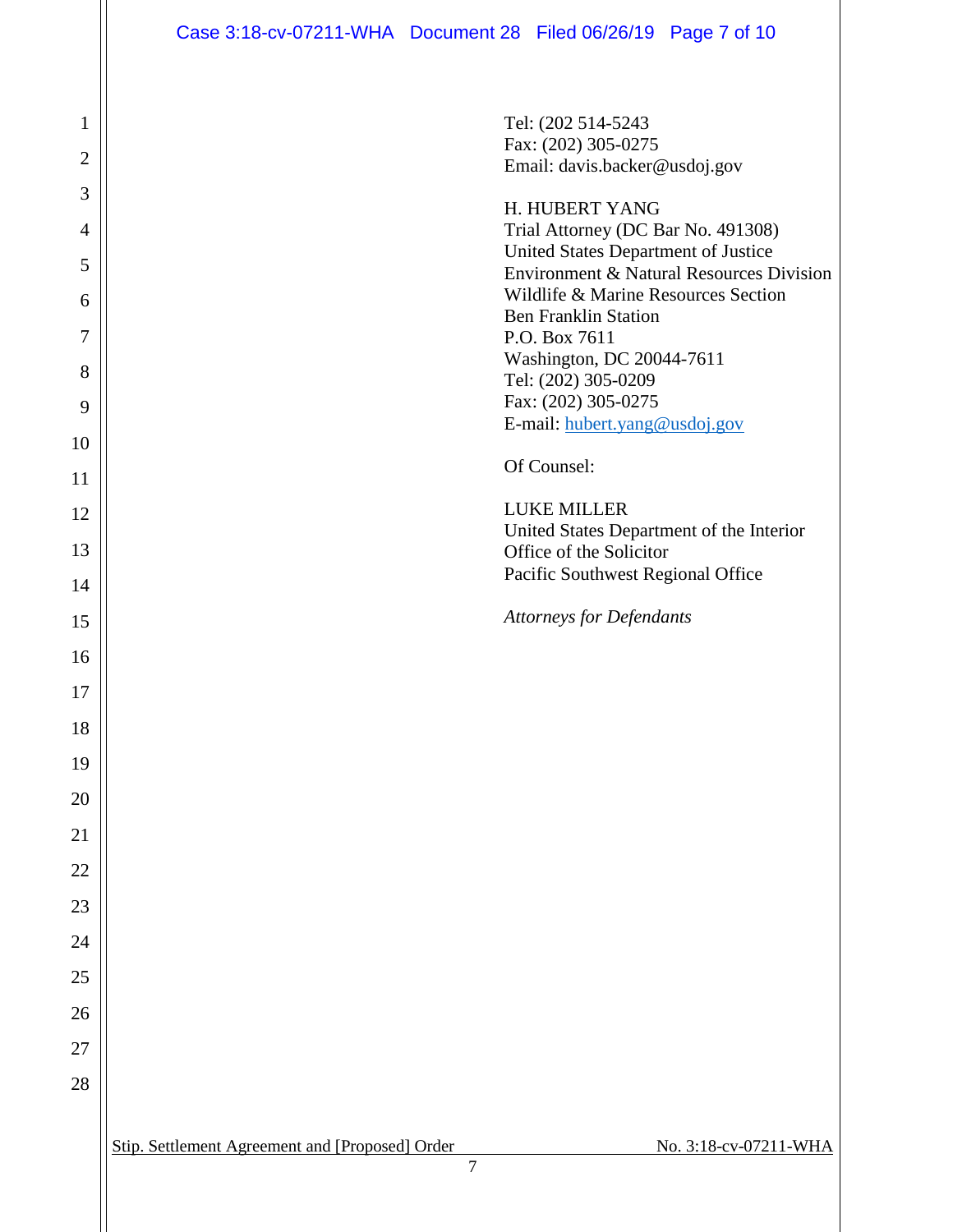Tel: (202 514-5243
Fax: (202) 305-0275
Email: davis.backer@usdoj.gov

H. HUBERT YANG
Trial Attorney (DC Bar No. 491308)
United States Department of Justice
Environment & Natural Resources Division
Wildlife & Marine Resources Section
Ben Franklin Station
P.O. Box 7611
Washington, DC 20044-7611
Tel: (202) 305-0209
Fax: (202) 305-0275
E-mail: hubert.yang@usdoj.gov

Of Counsel:

LUKE MILLER
United States Department of the Interior
Office of the Solicitor
Pacific Southwest Regional Office

*Attorneys for Defendants*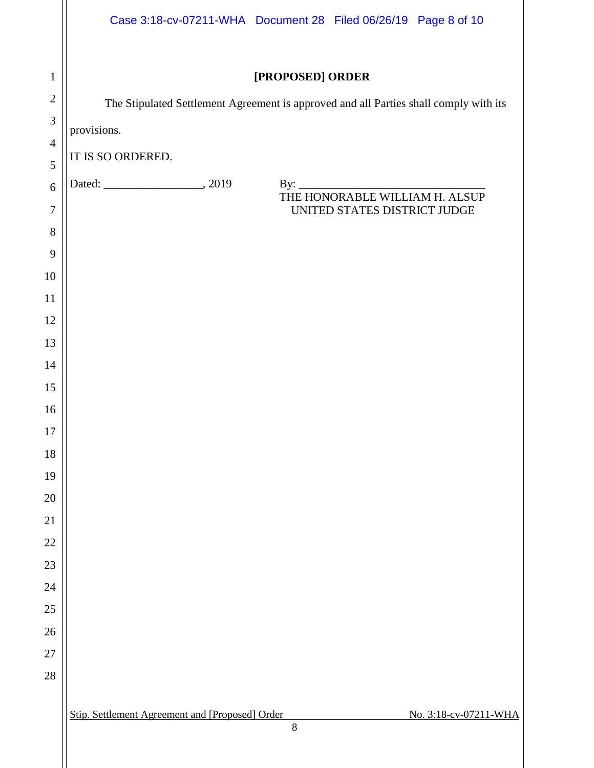**[PROPOSED] ORDER**

The Stipulated Settlement Agreement is approved and all Parties shall comply with its provisions.

IT IS SO ORDERED.

Dated: _________________, 2019

By: _______________________________
THE HONORABLE WILLIAM H. ALSUP
UNITED STATES DISTRICT JUDGE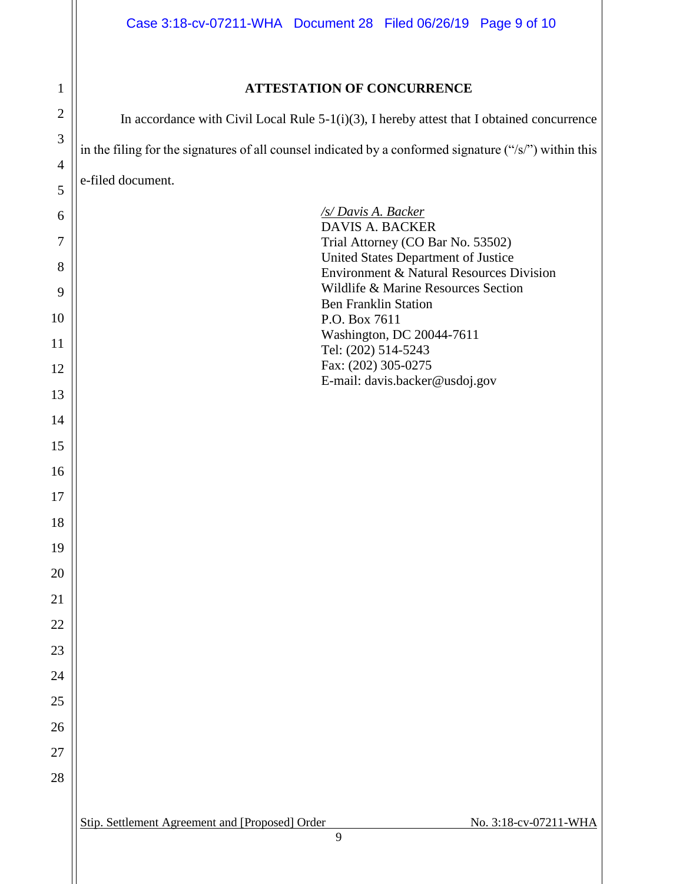**ATTESTATION OF CONCURRENCE**

In accordance with Civil Local Rule 5-1(i)(3), I hereby attest that I obtained concurrence in the filing for the signatures of all counsel indicated by a conformed signature ("/s/") within this e-filed document.

*/s/ Davis A. Backer*
DAVIS A. BACKER
Trial Attorney (CO Bar No. 53502)
United States Department of Justice
Environment & Natural Resources Division
Wildlife & Marine Resources Section
Ben Franklin Station
P.O. Box 7611
Washington, DC 20044-7611
Tel: (202) 514-5243
Fax: (202) 305-0275
E-mail: davis.backer@usdoj.gov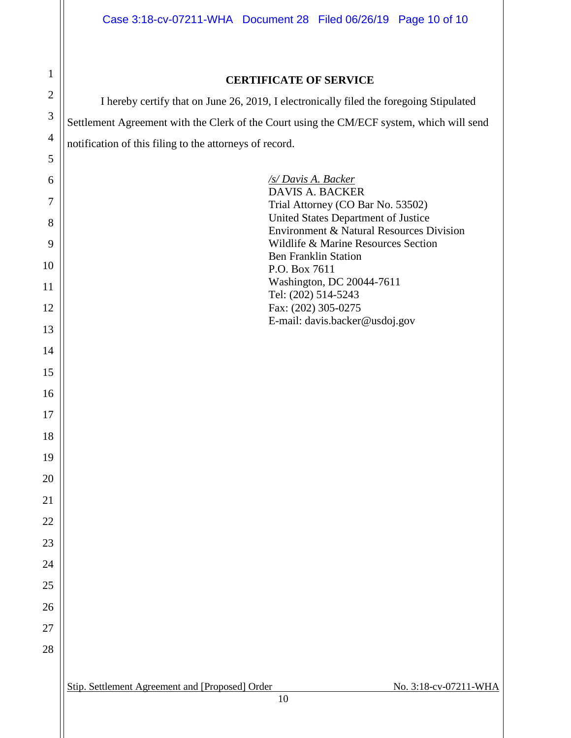## CERTIFICATE OF SERVICE

I hereby certify that on June 26, 2019, I electronically filed the foregoing Stipulated Settlement Agreement with the Clerk of the Court using the CM/ECF system, which will send notification of this filing to the attorneys of record.

*/s/ Davis A. Backer*
DAVIS A. BACKER
Trial Attorney (CO Bar No. 53502)
United States Department of Justice
Environment & Natural Resources Division
Wildlife & Marine Resources Section
Ben Franklin Station
P.O. Box 7611
Washington, DC 20044-7611
Tel: (202) 514-5243
Fax: (202) 305-0275
E-mail: davis.backer@usdoj.gov